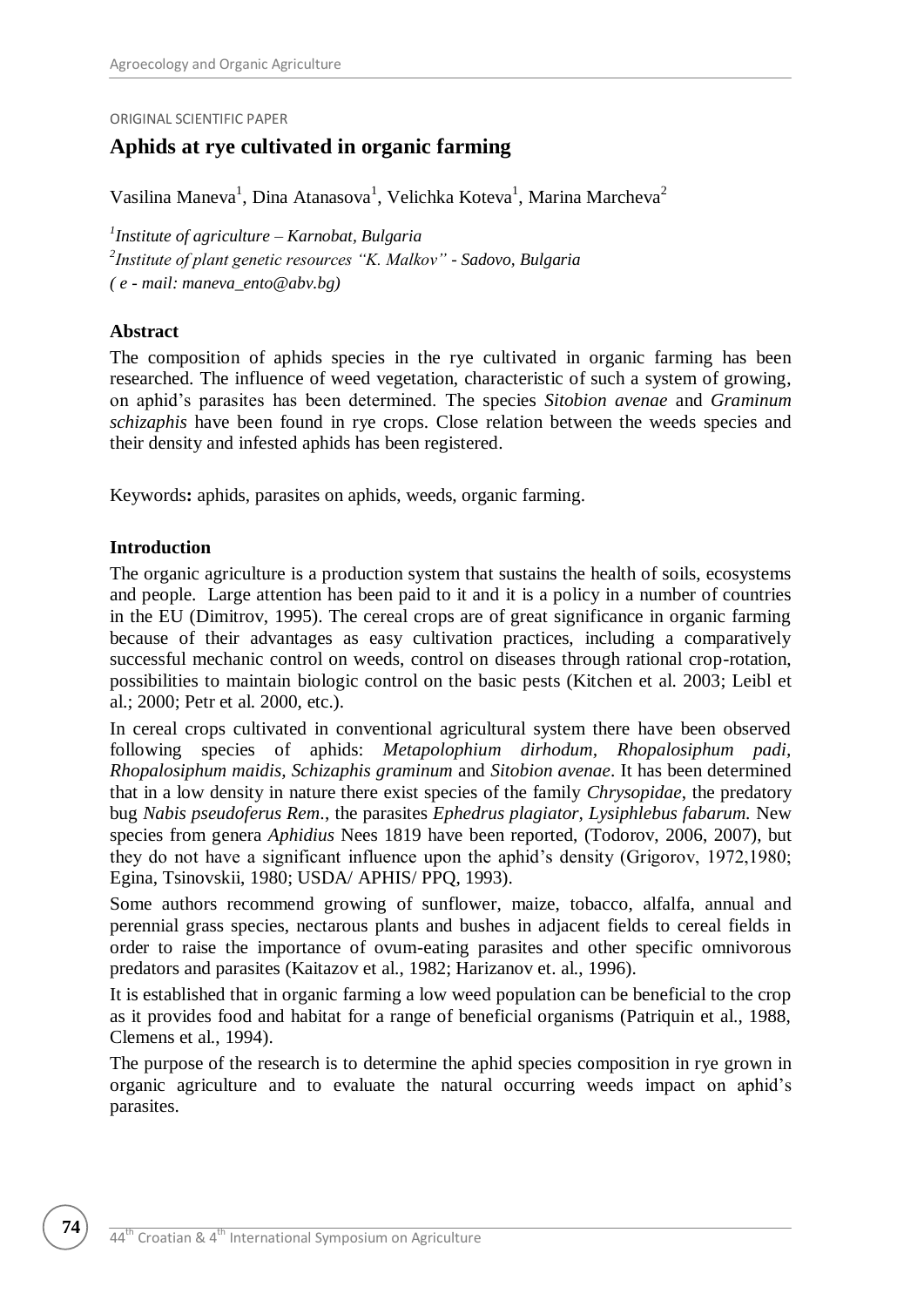ORIGINAL SCIENTIFIC PAPER

# Aphids at rye cultivated in organic farming

Vasilina Maneva[1], Dina Atanasova[1], Velichka Koteva[1], Marina Marcheva[2]

*[1]Institute of agriculture – Karnobat, Bulgaria*
*[2]Institute of plant genetic resources "K. Malkov" - Sadovo, Bulgaria*
*( e - mail: maneva_ento@abv.bg)*

## Abstract

The composition of aphids species in the rye cultivated in organic farming has been researched. The influence of weed vegetation, characteristic of such a system of growing, on aphid's parasites has been determined. The species *Sitobion avenae* and *Graminum schizaphis* have been found in rye crops. Close relation between the weeds species and their density and infested aphids has been registered.

Keywords**:** aphids, parasites on aphids, weeds, organic farming.

## Introduction

The organic agriculture is a production system that sustains the health of soils, ecosystems and people. Large attention has been paid to it and it is a policy in a number of countries in the EU (Dimitrov, 1995). The cereal crops are of great significance in organic farming because of their advantages as easy cultivation practices, including a comparatively successful mechanic control on weeds, control on diseases through rational crop-rotation, possibilities to maintain biologic control on the basic pests (Kitchen et al. 2003; Leibl et al.; 2000; Petr et al. 2000, etc.).

In cereal crops cultivated in conventional agricultural system there have been observed following species of aphids: *Metapolophium dirhodum, Rhopalosiphum padi, Rhopalosiphum maidis, Schizaphis graminum* and *Sitobion avenae*. It has been determined that in a low density in nature there exist species of the family *Chrysopidae*, the predatory bug *Nabis pseudoferus Rem*., the parasites *Ephedrus plagiator, Lysiphlebus fabarum.* New species from genera *Aphidius* Nees 1819 have been reported, (Todorov, 2006, 2007), but they do not have a significant influence upon the aphid's density (Grigorov, 1972,1980; Egina, Tsinovskii, 1980; USDA/ APHIS/ PPQ, 1993).

Some authors recommend growing of sunflower, maize, tobacco, alfalfa, annual and perennial grass species, nectarous plants and bushes in adjacent fields to cereal fields in order to raise the importance of ovum-eating parasites and other specific omnivorous predators and parasites (Kaitazov et al., 1982; Harizanov et. al., 1996).

It is established that in organic farming a low weed population can be beneficial to the crop as it provides food and habitat for a range of beneficial organisms (Patriquin et al., 1988, Clemens et al., 1994).

The purpose of the research is to determine the aphid species composition in rye grown in organic agriculture and to evaluate the natural occurring weeds impact on aphid's parasites.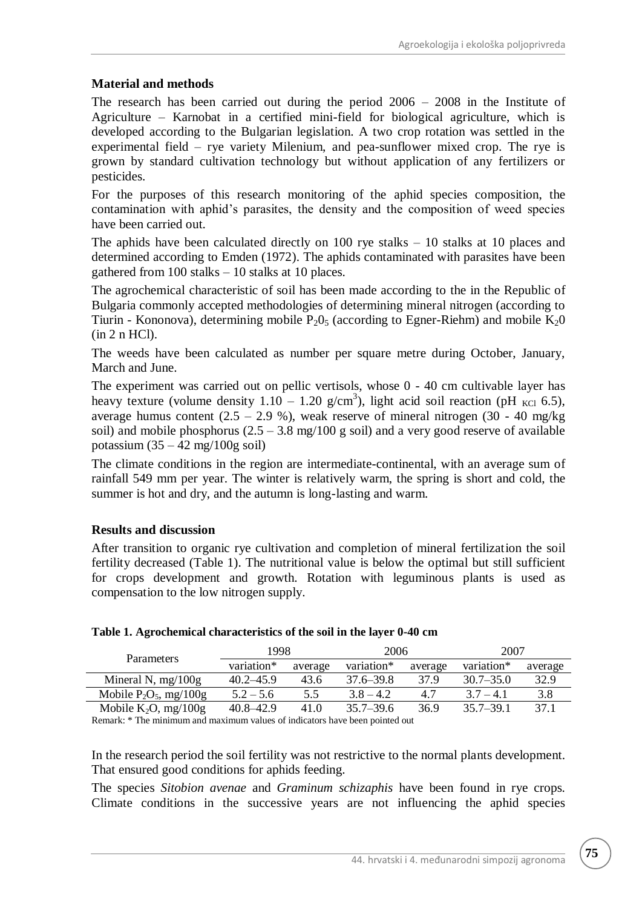## Material and methods

The research has been carried out during the period 2006 – 2008 in the Institute of Agriculture – Karnobat in a certified mini-field for biological agriculture, which is developed according to the Bulgarian legislation. A two crop rotation was settled in the experimental field – rye variety Milenium, and pea-sunflower mixed crop. The rye is grown by standard cultivation technology but without application of any fertilizers or pesticides.

For the purposes of this research monitoring of the aphid species composition, the contamination with aphid's parasites, the density and the composition of weed species have been carried out.

The aphids have been calculated directly on 100 rye stalks – 10 stalks at 10 places and determined according to Emden (1972). The aphids contaminated with parasites have been gathered from 100 stalks – 10 stalks at 10 places.

The agrochemical characteristic of soil has been made according to the in the Republic of Bulgaria commonly accepted methodologies of determining mineral nitrogen (according to Tiurin - Kononova), determining mobile $P_20_5$ (according to Egner-Riehm) and mobile $K_20$ (in 2 n HCl).

The weeds have been calculated as number per square metre during October, January, March and June.

The experiment was carried out on pellic vertisols, whose 0 - 40 cm cultivable layer has heavy texture (volume density 1.10 – 1.20 g/cm$^3$), light acid soil reaction (pH $_{KCl}$ 6.5), average humus content (2.5 – 2.9 %), weak reserve of mineral nitrogen (30 - 40 mg/kg soil) and mobile phosphorus (2.5 – 3.8 mg/100 g soil) and a very good reserve of available potassium (35 – 42 mg/100g soil)

The climate conditions in the region are intermediate-continental, with an average sum of rainfall 549 mm per year. The winter is relatively warm, the spring is short and cold, the summer is hot and dry, and the autumn is long-lasting and warm.

## Results and discussion

After transition to organic rye cultivation and completion of mineral fertilization the soil fertility decreased (Table 1). The nutritional value is below the optimal but still sufficient for crops development and growth. Rotation with leguminous plants is used as compensation to the low nitrogen supply.

**Table 1. Agrochemical characteristics of the soil in the layer 0-40 cm**

| Parameters | 1998 | | 2006 | | 2007 | |
|---|---|---|---|---|---|---|
| | variation* | average | variation* | average | variation* | average |
| Mineral N, mg/100g | 40.2–45.9 | 43.6 | 37.6–39.8 | 37.9 | 30.7–35.0 | 32.9 |
| Mobile $P_2O_5$, mg/100g | 5.2 – 5.6 | 5.5 | 3.8 – 4.2 | 4.7 | 3.7 – 4.1 | 3.8 |
| Mobile $K_2O$, mg/100g | 40.8–42.9 | 41.0 | 35.7–39.6 | 36.9 | 35.7–39.1 | 37.1 |

Remark: * The minimum and maximum values of indicators have been pointed out

In the research period the soil fertility was not restrictive to the normal plants development. That ensured good conditions for aphids feeding.

The species *Sitobion avenae* and *Graminum schizaphis* have been found in rye crops. Climate conditions in the successive years are not influencing the aphid species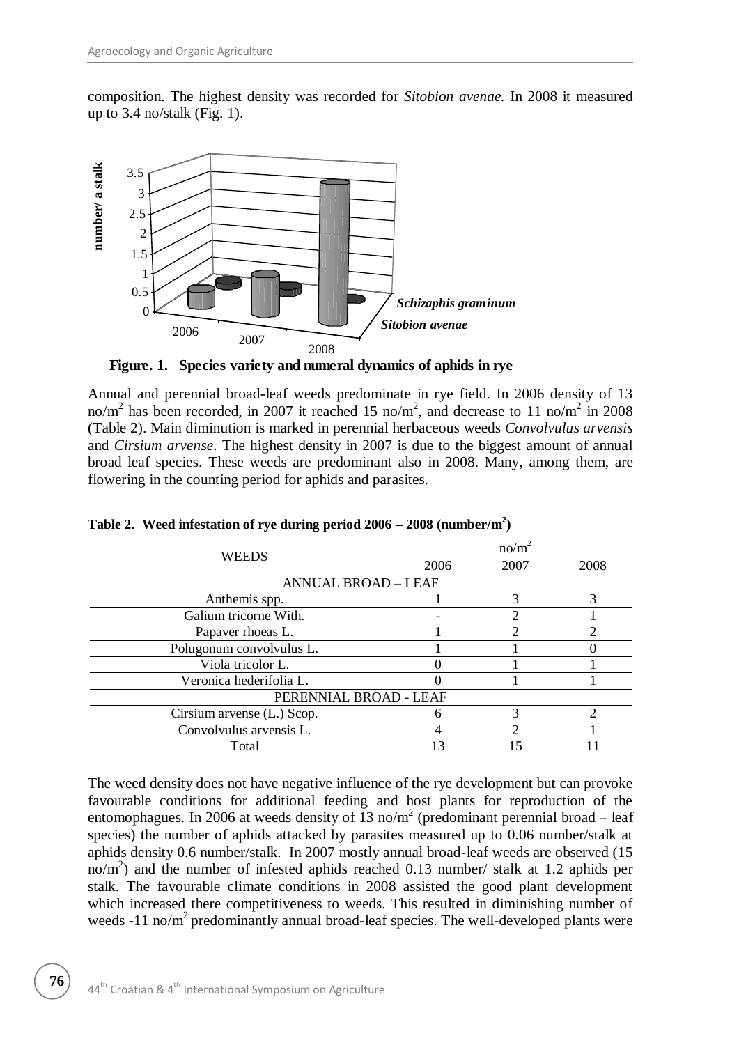composition. The highest density was recorded for *Sitobion avenae.* In 2008 it measured up to 3.4 no/stalk (Fig. 1).

**Figure. 1. Species variety and numeral dynamics of aphids in rye**

Annual and perennial broad-leaf weeds predominate in rye field. In 2006 density of 13 no/$m^2$ has been recorded, in 2007 it reached 15 no/$m^2$, and decrease to 11 no/$m^2$ in 2008 (Table 2). Main diminution is marked in perennial herbaceous weeds *Convolvulus arvensis* and *Cirsium arvense*. The highest density in 2007 is due to the biggest amount of annual broad leaf species. These weeds are predominant also in 2008. Many, among them, are flowering in the counting period for aphids and parasites.

**Table 2. Weed infestation of rye during period 2006 – 2008 (number/$m^2$)**

| WEEDS | no/$m^2$ | | |
|---|---|---|---|
| | 2006 | 2007 | 2008 |
| ANNUAL BROAD – LEAF | | | |
| Anthemis spp. | 1 | 3 | 3 |
| Galium tricorne With. | - | 2 | 1 |
| Papaver rhoeas L. | 1 | 2 | 2 |
| Polugonum convolvulus L. | 1 | 1 | 0 |
| Viola tricolor L. | 0 | 1 | 1 |
| Veronica hederifolia L. | 0 | 1 | 1 |
| PERENNIAL BROAD - LEAF | | | |
| Cirsium arvense (L.) Scop. | 6 | 3 | 2 |
| Convolvulus arvensis L. | 4 | 2 | 1 |
| Total | 13 | 15 | 11 |

The weed density does not have negative influence of the rye development but can provoke favourable conditions for additional feeding and host plants for reproduction of the entomophagues. In 2006 at weeds density of 13 no/$m^2$ (predominant perennial broad – leaf species) the number of aphids attacked by parasites measured up to 0.06 number/stalk at aphids density 0.6 number/stalk. In 2007 mostly annual broad-leaf weeds are observed (15 no/$m^2$) and the number of infested aphids reached 0.13 number/ stalk at 1.2 aphids per stalk. The favourable climate conditions in 2008 assisted the good plant development which increased there competitiveness to weeds. This resulted in diminishing number of weeds -11 no/$m^2$ predominantly annual broad-leaf species. The well-developed plants were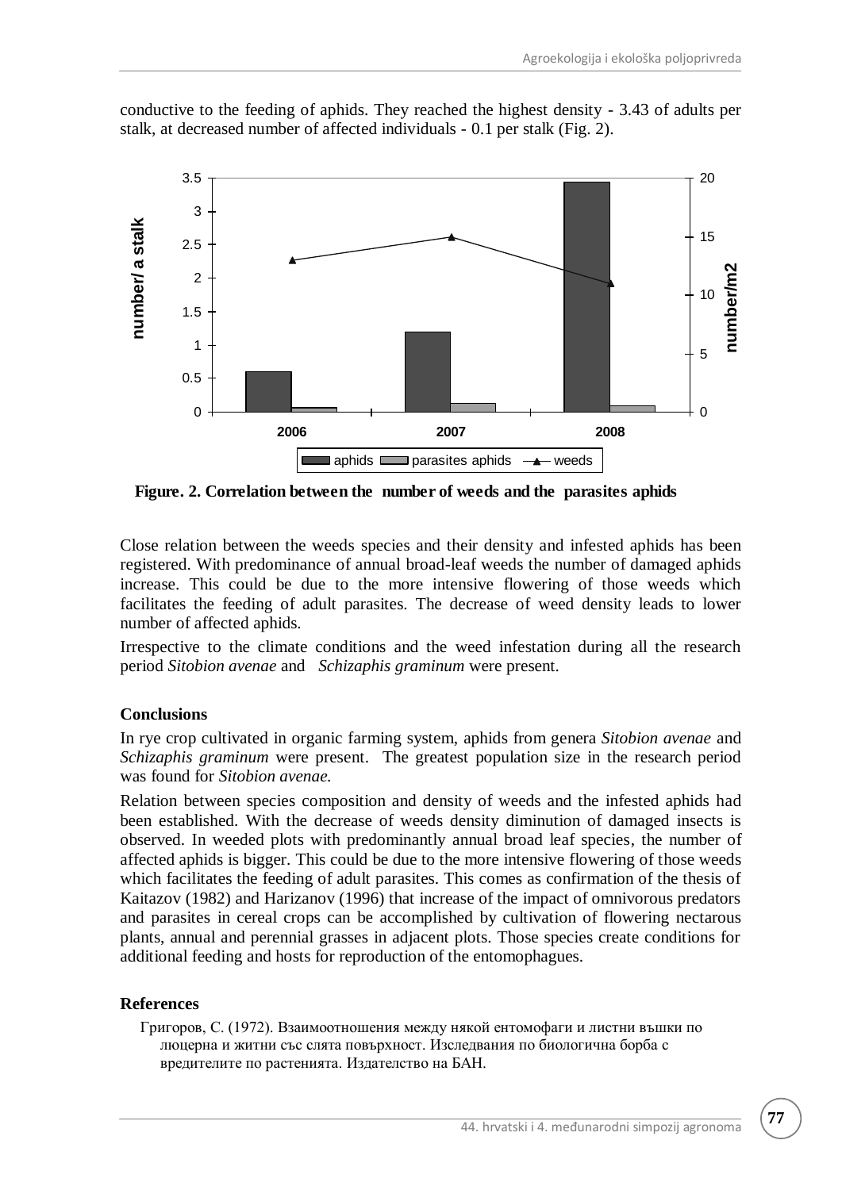conductive to the feeding of aphids. They reached the highest density - 3.43 of adults per stalk, at decreased number of affected individuals - 0.1 per stalk (Fig. 2).

**Figure. 2. Correlation between the number of weeds and the parasites aphids**

Close relation between the weeds species and their density and infested aphids has been registered. With predominance of annual broad-leaf weeds the number of damaged aphids increase. This could be due to the more intensive flowering of those weeds which facilitates the feeding of adult parasites. The decrease of weed density leads to lower number of affected aphids.

Irrespective to the climate conditions and the weed infestation during all the research period *Sitobion avenae* and *Schizaphis graminum* were present.

### Conclusions

In rye crop cultivated in organic farming system, aphids from genera *Sitobion avenae* and *Schizaphis graminum* were present. The greatest population size in the research period was found for *Sitobion avenae.*

Relation between species composition and density of weeds and the infested aphids had been established. With the decrease of weeds density diminution of damaged insects is observed. In weeded plots with predominantly annual broad leaf species, the number of affected aphids is bigger. This could be due to the more intensive flowering of those weeds which facilitates the feeding of adult parasites. This comes as confirmation of the thesis of Kaitazov (1982) and Harizanov (1996) that increase of the impact of omnivorous predators and parasites in cereal crops can be accomplished by cultivation of flowering nectarous plants, annual and perennial grasses in adjacent plots. Those species create conditions for additional feeding and hosts for reproduction of the entomophagues.

### References

Григоров, С. (1972). Взаимоотношения между някой ентомофаги и листни въшки по люцерна и житни със слята повърхност. Изследвания по биологична борба с вредителите по растенията. Издателство на БАН.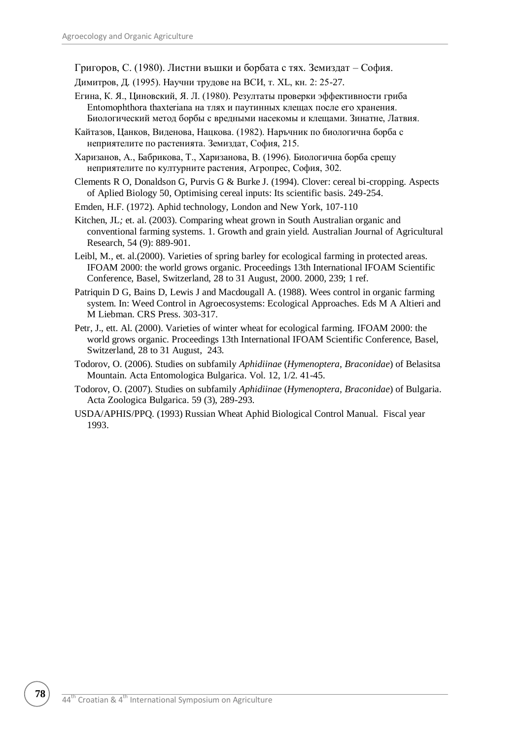Григоров, С. (1980). Листни въшки и борбата с тях. Земиздат – София.

Димитров, Д. (1995). Научни трудове на ВСИ, т. XL, кн. 2: 25-27.

Егина, К. Я., Циновский, Я. Л. (1980). Резултаты проверки эффективности гриба Entomophthora thaxteriana на тлях и паутинных клещах после его хранения. Биологический метод борбы с вредными насекомы и клещами. Зинатне, Латвия.

Кайтазов, Цанков, Виденова, Нацкова. (1982). Наръчник по биологична борба с неприятелите по растенията. Земиздат, София, 215.

Харизанов, А., Бабрикова, Т., Харизанова, В. (1996). Биологична борба срещу неприятелите по културните растения, Агропрес, София, 302.

Clements R O, Donaldson G, Purvis G & Burke J. (1994). Clover: cereal bi-cropping. Aspects of Aplied Biology 50, Optimising cereal inputs: Its scientific basis. 249-254.

Emden, H.F. (1972). Aphid technology, London and New York, 107-110

Kitchen, JL*;* et. al. (2003). Comparing wheat grown in South Australian organic and conventional farming systems. 1. Growth and grain yield. Australian Journal of Agricultural Research, 54 (9): 889-901.

Leibl, M., et. al.(2000). Varieties of spring barley for ecological farming in protected areas. IFOAM 2000: the world grows organic. Proceedings 13th International IFOAM Scientific Conference, Basel, Switzerland, 28 to 31 August, 2000. 2000, 239; 1 ref.

Patriquin D G, Bains D, Lewis J and Macdougall A. (1988). Wees control in organic farming system. In: Weed Control in Agroecosystems: Ecological Approaches. Eds M A Altieri and M Liebman. CRS Press. 303-317.

Petr, J., ett. Al. (2000). Varieties of winter wheat for ecological farming. IFOAM 2000: the world grows organic. Proceedings 13th International IFOAM Scientific Conference, Basel, Switzerland, 28 to 31 August, 243.

Todorov, O. (2006). Studies on subfamily *Aphidiinae* (*Hymenoptera, Braconidae*) of Belasitsa Mountain. Acta Entomologica Bulgarica. Vol. 12, 1/2. 41-45.

Todorov, O. (2007). Studies on subfamily *Aphidiinae* (*Hymenoptera, Braconidae*) of Bulgaria. Acta Zoologica Bulgarica. 59 (3), 289-293.

USDA/APHIS/PPQ. (1993) Russian Wheat Aphid Biological Control Manual. Fiscal year 1993.